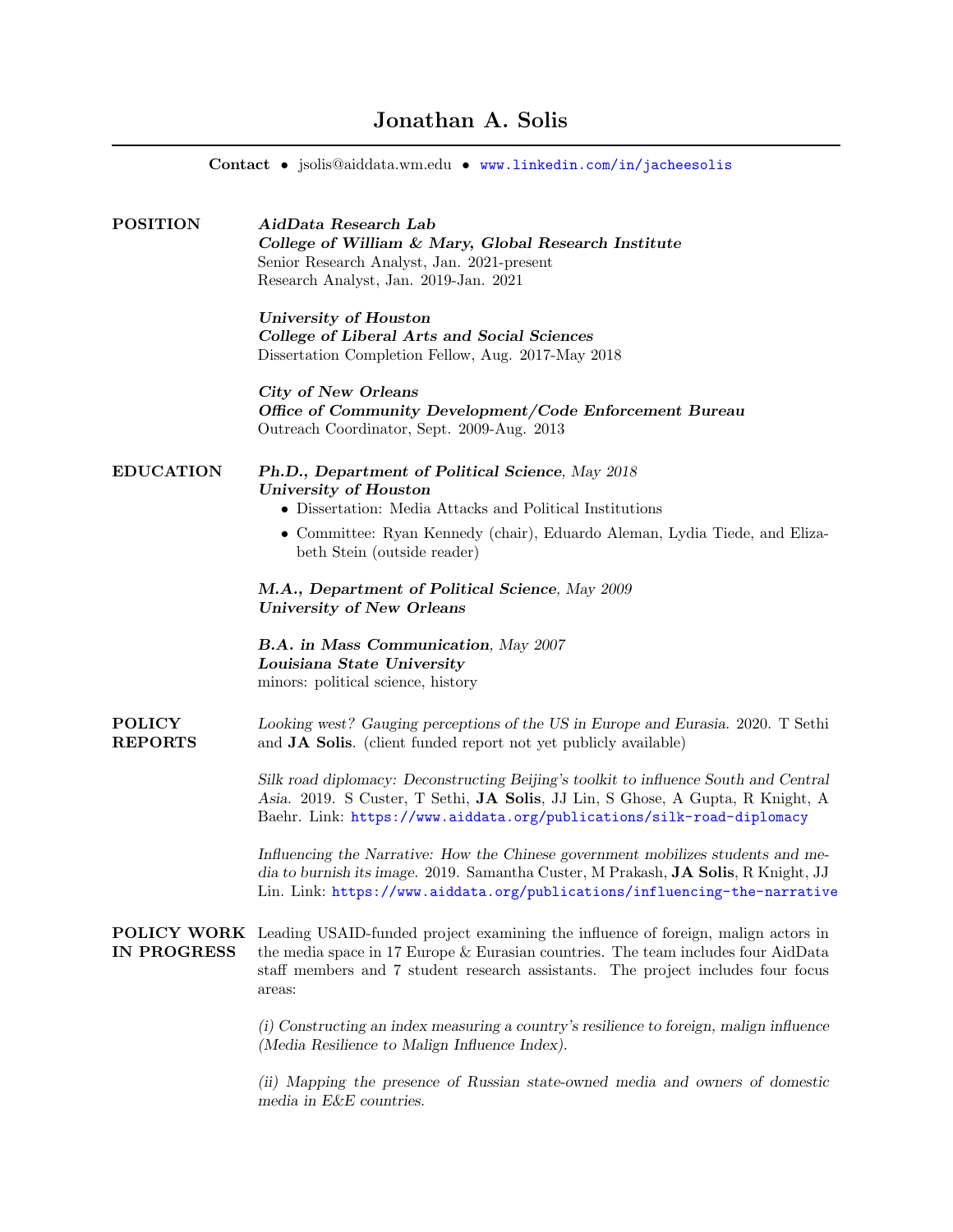# Jonathan A. Solis

**Contact** • jsolis@aiddata.wm.edu • www.linkedin.com/in/jacheesolis

## POSITION

***AidData Research Lab***
***College of William & Mary, Global Research Institute***
Senior Research Analyst, Jan. 2021-present
Research Analyst, Jan. 2019-Jan. 2021

***University of Houston***
***College of Liberal Arts and Social Sciences***
Dissertation Completion Fellow, Aug. 2017-May 2018

***City of New Orleans***
***Office of Community Development/Code Enforcement Bureau***
Outreach Coordinator, Sept. 2009-Aug. 2013

## EDUCATION

***Ph.D., Department of Political Science***, *May 2018*
***University of Houston***

- Dissertation: Media Attacks and Political Institutions
- Committee: Ryan Kennedy (chair), Eduardo Aleman, Lydia Tiede, and Elizabeth Stein (outside reader)

***M.A., Department of Political Science***, *May 2009*
***University of New Orleans***

***B.A. in Mass Communication***, *May 2007*
***Louisiana State University***
minors: political science, history

## POLICY REPORTS

*Looking west? Gauging perceptions of the US in Europe and Eurasia.* 2020. T Sethi and **JA Solis**. (client funded report not yet publicly available)

*Silk road diplomacy: Deconstructing Beijing's toolkit to influence South and Central Asia.* 2019. S Custer, T Sethi, **JA Solis**, JJ Lin, S Ghose, A Gupta, R Knight, A Baehr. Link: https://www.aiddata.org/publications/silk-road-diplomacy

*Influencing the Narrative: How the Chinese government mobilizes students and media to burnish its image.* 2019. Samantha Custer, M Prakash, **JA Solis**, R Knight, JJ Lin. Link: https://www.aiddata.org/publications/influencing-the-narrative

## POLICY WORK IN PROGRESS

Leading USAID-funded project examining the influence of foreign, malign actors in the media space in 17 Europe & Eurasian countries. The team includes four AidData staff members and 7 student research assistants. The project includes four focus areas:

*(i) Constructing an index measuring a country's resilience to foreign, malign influence (Media Resilience to Malign Influence Index).*

*(ii) Mapping the presence of Russian state-owned media and owners of domestic media in E&E countries.*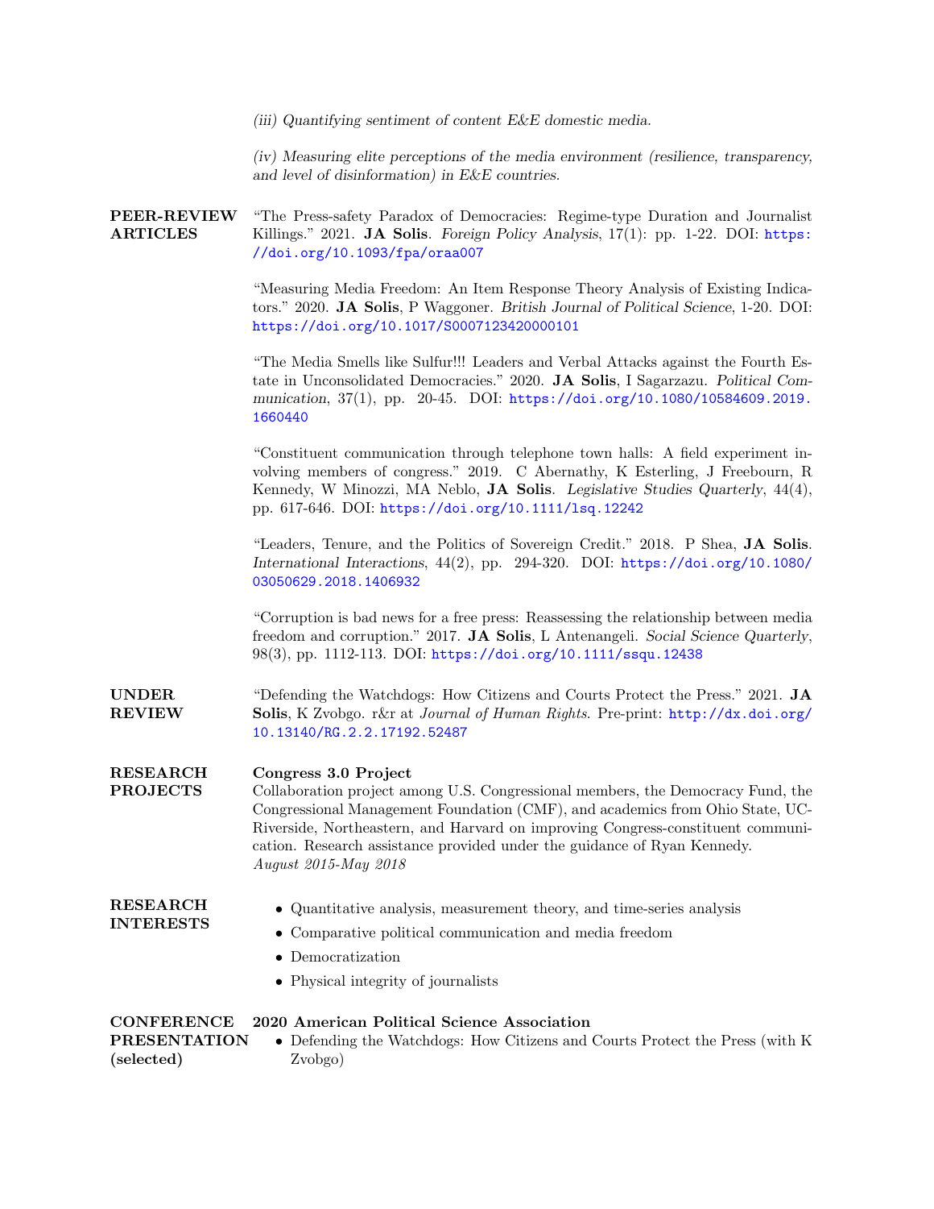*(iii) Quantifying sentiment of content E&E domestic media.*

*(iv) Measuring elite perceptions of the media environment (resilience, transparency, and level of disinformation) in E&E countries.*

## PEER-REVIEW ARTICLES

"The Press-safety Paradox of Democracies: Regime-type Duration and Journalist Killings." 2021. **JA Solis**. *Foreign Policy Analysis*, 17(1): pp. 1-22. DOI: https://doi.org/10.1093/fpa/oraa007

"Measuring Media Freedom: An Item Response Theory Analysis of Existing Indicators." 2020. **JA Solis**, P Waggoner. *British Journal of Political Science*, 1-20. DOI: https://doi.org/10.1017/S0007123420000101

"The Media Smells like Sulfur!!! Leaders and Verbal Attacks against the Fourth Estate in Unconsolidated Democracies." 2020. **JA Solis**, I Sagarzazu. *Political Communication*, 37(1), pp. 20-45. DOI: https://doi.org/10.1080/10584609.2019.1660440

"Constituent communication through telephone town halls: A field experiment involving members of congress." 2019. C Abernathy, K Esterling, J Freebourn, R Kennedy, W Minozzi, MA Neblo, **JA Solis**. *Legislative Studies Quarterly*, 44(4), pp. 617-646. DOI: https://doi.org/10.1111/lsq.12242

"Leaders, Tenure, and the Politics of Sovereign Credit." 2018. P Shea, **JA Solis**. *International Interactions*, 44(2), pp. 294-320. DOI: https://doi.org/10.1080/03050629.2018.1406932

"Corruption is bad news for a free press: Reassessing the relationship between media freedom and corruption." 2017. **JA Solis**, L Antenangeli. *Social Science Quarterly*, 98(3), pp. 1112-113. DOI: https://doi.org/10.1111/ssqu.12438

## UNDER REVIEW

"Defending the Watchdogs: How Citizens and Courts Protect the Press." 2021. **JA Solis**, K Zvobgo. r&r at *Journal of Human Rights*. Pre-print: http://dx.doi.org/10.13140/RG.2.2.17192.52487

## RESEARCH PROJECTS

**Congress 3.0 Project**
Collaboration project among U.S. Congressional members, the Democracy Fund, the Congressional Management Foundation (CMF), and academics from Ohio State, UC-Riverside, Northeastern, and Harvard on improving Congress-constituent communication. Research assistance provided under the guidance of Ryan Kennedy.
*August 2015-May 2018*

## RESEARCH INTERESTS

- Quantitative analysis, measurement theory, and time-series analysis
- Comparative political communication and media freedom
- Democratization
- Physical integrity of journalists

## CONFERENCE PRESENTATION (selected)

**2020 American Political Science Association**

- Defending the Watchdogs: How Citizens and Courts Protect the Press (with K Zvobgo)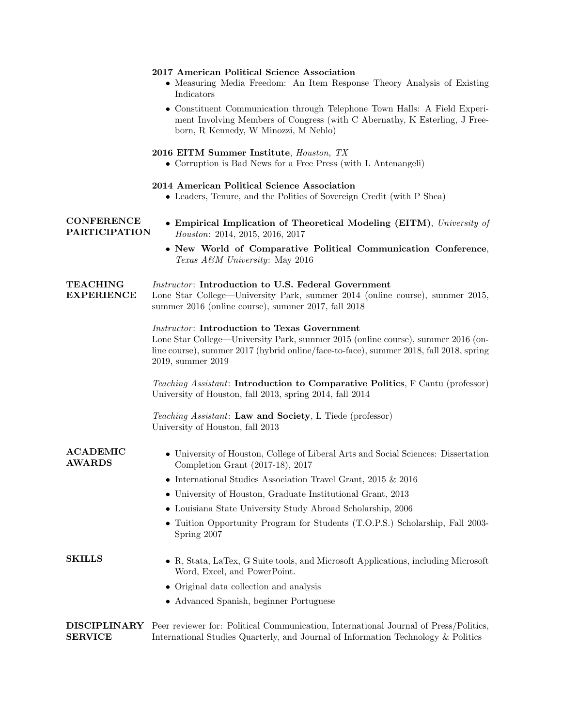**2017 American Political Science Association**

- Measuring Media Freedom: An Item Response Theory Analysis of Existing Indicators
- Constituent Communication through Telephone Town Halls: A Field Experiment Involving Members of Congress (with C Abernathy, K Esterling, J Freeborn, R Kennedy, W Minozzi, M Neblo)

**2016 EITM Summer Institute**, *Houston, TX*

- Corruption is Bad News for a Free Press (with L Antenangeli)

**2014 American Political Science Association**

- Leaders, Tenure, and the Politics of Sovereign Credit (with P Shea)

## CONFERENCE PARTICIPATION

- **Empirical Implication of Theoretical Modeling (EITM)**, *University of Houston*: 2014, 2015, 2016, 2017
- **New World of Comparative Political Communication Conference**, *Texas A&M University*: May 2016

## TEACHING EXPERIENCE

*Instructor*: **Introduction to U.S. Federal Government**
Lone Star College—University Park, summer 2014 (online course), summer 2015, summer 2016 (online course), summer 2017, fall 2018

*Instructor*: **Introduction to Texas Government**
Lone Star College—University Park, summer 2015 (online course), summer 2016 (online course), summer 2017 (hybrid online/face-to-face), summer 2018, fall 2018, spring 2019, summer 2019

*Teaching Assistant*: **Introduction to Comparative Politics**, F Cantu (professor)
University of Houston, fall 2013, spring 2014, fall 2014

*Teaching Assistant*: **Law and Society**, L Tiede (professor)
University of Houston, fall 2013

## ACADEMIC AWARDS

- University of Houston, College of Liberal Arts and Social Sciences: Dissertation Completion Grant (2017-18), 2017
- International Studies Association Travel Grant, 2015 & 2016
- University of Houston, Graduate Institutional Grant, 2013
- Louisiana State University Study Abroad Scholarship, 2006
- Tuition Opportunity Program for Students (T.O.P.S.) Scholarship, Fall 2003-Spring 2007

## SKILLS

- R, Stata, LaTex, G Suite tools, and Microsoft Applications, including Microsoft Word, Excel, and PowerPoint.
- Original data collection and analysis
- Advanced Spanish, beginner Portuguese

## DISCIPLINARY SERVICE

Peer reviewer for: Political Communication, International Journal of Press/Politics, International Studies Quarterly, and Journal of Information Technology & Politics